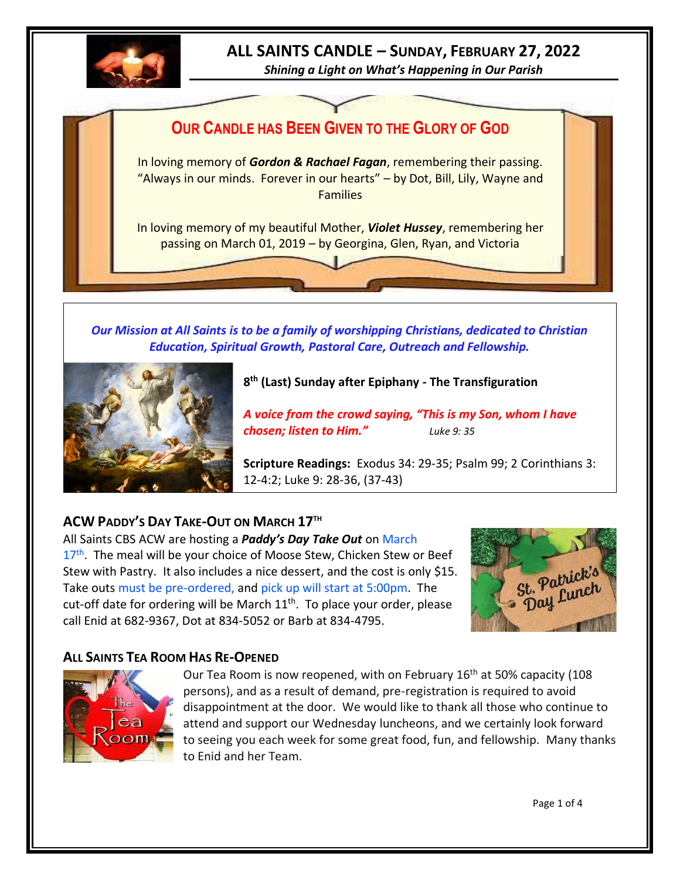# ALL SAINTS CANDLE – SUNDAY, FEBRUARY 27, 2022

***Shining a Light on What's Happening in Our Parish***

## OUR CANDLE HAS BEEN GIVEN TO THE GLORY OF GOD

In loving memory of ***Gordon & Rachael Fagan***, remembering their passing. "Always in our minds. Forever in our hearts" – by Dot, Bill, Lily, Wayne and Families

In loving memory of my beautiful Mother, ***Violet Hussey***, remembering her passing on March 01, 2019 – by Georgina, Glen, Ryan, and Victoria

***Our Mission at All Saints is to be a family of worshipping Christians, dedicated to Christian Education, Spiritual Growth, Pastoral Care, Outreach and Fellowship.***

**8th (Last) Sunday after Epiphany - The Transfiguration**

***A voice from the crowd saying, "This is my Son, whom I have chosen; listen to Him."*** *Luke 9: 35*

**Scripture Readings:** Exodus 34: 29-35; Psalm 99; 2 Corinthians 3: 12-4:2; Luke 9: 28-36, (37-43)

### ACW PADDY'S DAY TAKE-OUT ON MARCH 17TH

All Saints CBS ACW are hosting a ***Paddy's Day Take Out*** on March 17th. The meal will be your choice of Moose Stew, Chicken Stew or Beef Stew with Pastry. It also includes a nice dessert, and the cost is only $15. Take outs must be pre-ordered, and pick up will start at 5:00pm. The cut-off date for ordering will be March 11th. To place your order, please call Enid at 682-9367, Dot at 834-5052 or Barb at 834-4795.

### ALL SAINTS TEA ROOM HAS RE-OPENED

Our Tea Room is now reopened, with on February 16th at 50% capacity (108 persons), and as a result of demand, pre-registration is required to avoid disappointment at the door. We would like to thank all those who continue to attend and support our Wednesday luncheons, and we certainly look forward to seeing you each week for some great food, fun, and fellowship. Many thanks to Enid and her Team.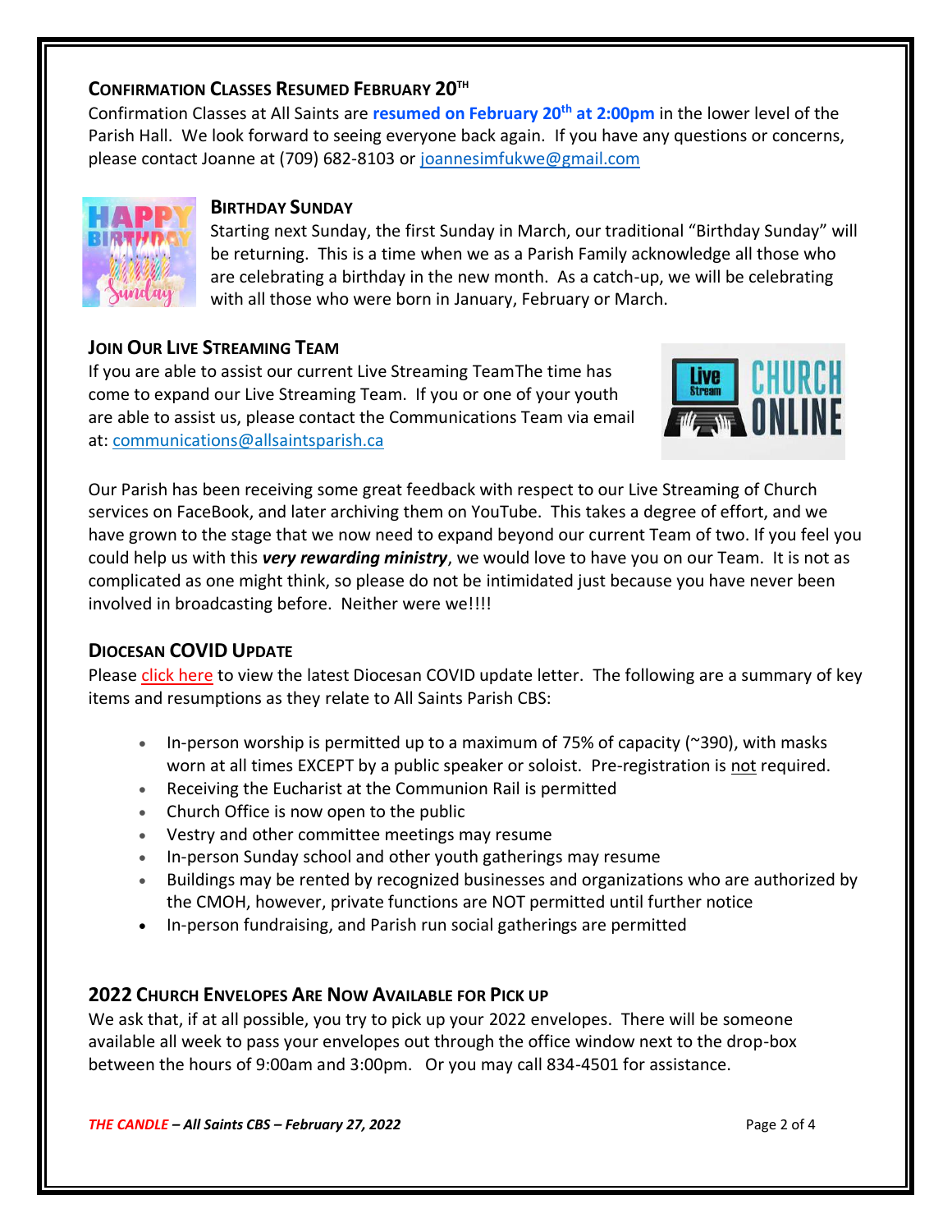## Confirmation Classes Resumed February 20th

Confirmation Classes at All Saints are **resumed on February 20th at 2:00pm** in the lower level of the Parish Hall. We look forward to seeing everyone back again. If you have any questions or concerns, please contact Joanne at (709) 682-8103 or joannesimfukwe@gmail.com

## Birthday Sunday

Starting next Sunday, the first Sunday in March, our traditional "Birthday Sunday" will be returning. This is a time when we as a Parish Family acknowledge all those who are celebrating a birthday in the new month. As a catch-up, we will be celebrating with all those who were born in January, February or March.

## Join Our Live Streaming Team

If you are able to assist our current Live Streaming TeamThe time has come to expand our Live Streaming Team. If you or one of your youth are able to assist us, please contact the Communications Team via email at: communications@allsaintsparish.ca

Our Parish has been receiving some great feedback with respect to our Live Streaming of Church services on FaceBook, and later archiving them on YouTube. This takes a degree of effort, and we have grown to the stage that we now need to expand beyond our current Team of two. If you feel you could help us with this ***very rewarding ministry***, we would love to have you on our Team. It is not as complicated as one might think, so please do not be intimidated just because you have never been involved in broadcasting before. Neither were we!!!!

## Diocesan COVID Update

Please click here to view the latest Diocesan COVID update letter. The following are a summary of key items and resumptions as they relate to All Saints Parish CBS:

- In-person worship is permitted up to a maximum of 75% of capacity (~390), with masks worn at all times EXCEPT by a public speaker or soloist. Pre-registration is not required.
- Receiving the Eucharist at the Communion Rail is permitted
- Church Office is now open to the public
- Vestry and other committee meetings may resume
- In-person Sunday school and other youth gatherings may resume
- Buildings may be rented by recognized businesses and organizations who are authorized by the CMOH, however, private functions are NOT permitted until further notice
- In-person fundraising, and Parish run social gatherings are permitted

## 2022 Church Envelopes Are Now Available for Pick Up

We ask that, if at all possible, you try to pick up your 2022 envelopes. There will be someone available all week to pass your envelopes out through the office window next to the drop-box between the hours of 9:00am and 3:00pm. Or you may call 834-4501 for assistance.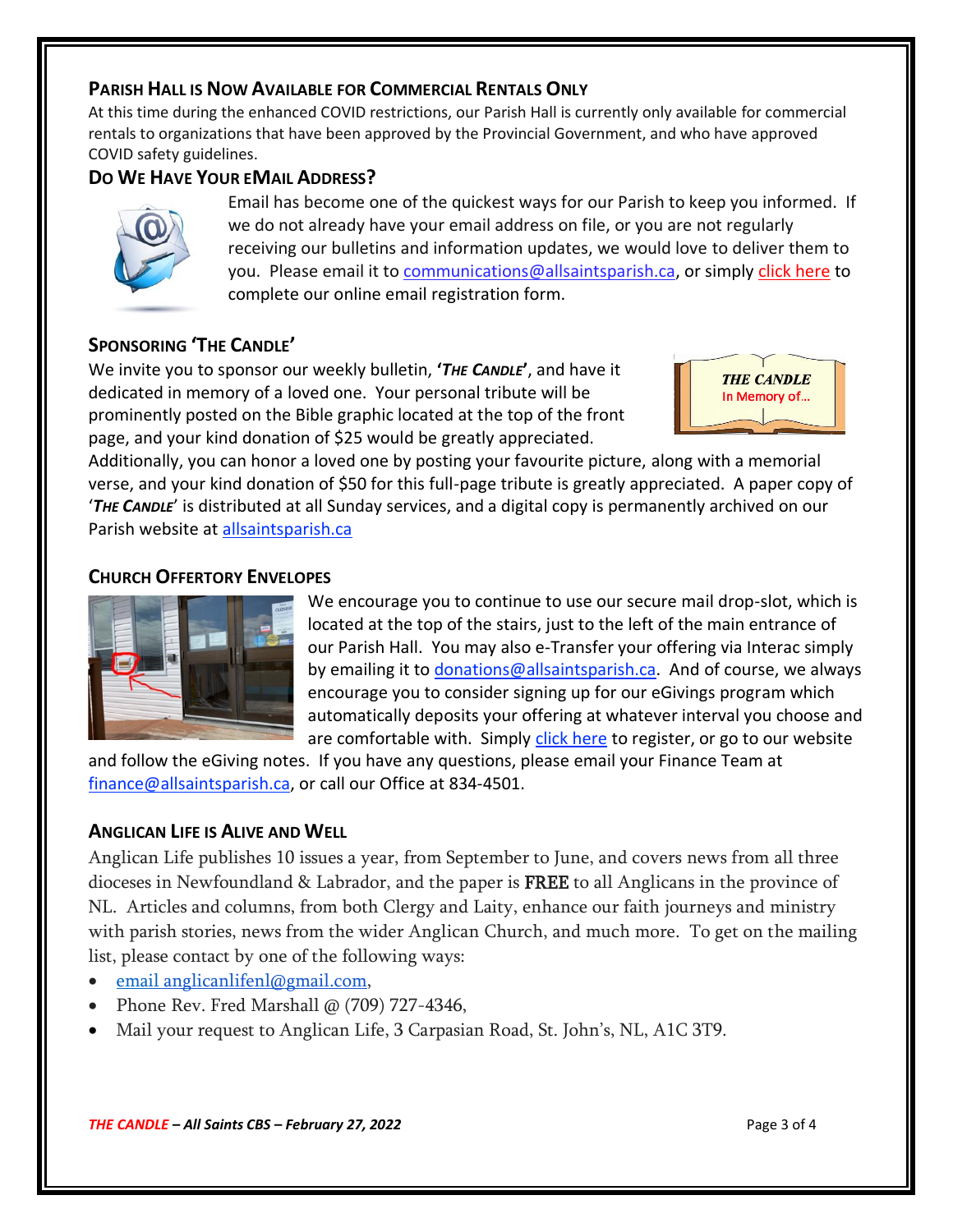## Parish Hall is Now Available for Commercial Rentals Only

At this time during the enhanced COVID restrictions, our Parish Hall is currently only available for commercial rentals to organizations that have been approved by the Provincial Government, and who have approved COVID safety guidelines.

## Do We Have Your eMail Address?

Email has become one of the quickest ways for our Parish to keep you informed. If we do not already have your email address on file, or you are not regularly receiving our bulletins and information updates, we would love to deliver them to you. Please email it to communications@allsaintsparish.ca, or simply click here to complete our online email registration form.

## Sponsoring 'The Candle'

We invite you to sponsor our weekly bulletin, ***'The Candle'***, and have it dedicated in memory of a loved one. Your personal tribute will be prominently posted on the Bible graphic located at the top of the front page, and your kind donation of $25 would be greatly appreciated.

**THE CANDLE**
In Memory of…

Additionally, you can honor a loved one by posting your favourite picture, along with a memorial verse, and your kind donation of $50 for this full-page tribute is greatly appreciated. A paper copy of '***The Candle***' is distributed at all Sunday services, and a digital copy is permanently archived on our Parish website at allsaintsparish.ca

## Church Offertory Envelopes

We encourage you to continue to use our secure mail drop-slot, which is located at the top of the stairs, just to the left of the main entrance of our Parish Hall. You may also e-Transfer your offering via Interac simply by emailing it to donations@allsaintsparish.ca. And of course, we always encourage you to consider signing up for our eGivings program which automatically deposits your offering at whatever interval you choose and are comfortable with. Simply click here to register, or go to our website and follow the eGiving notes. If you have any questions, please email your Finance Team at finance@allsaintsparish.ca, or call our Office at 834-4501.

## Anglican Life is Alive and Well

Anglican Life publishes 10 issues a year, from September to June, and covers news from all three dioceses in Newfoundland & Labrador, and the paper is FREE to all Anglicans in the province of NL. Articles and columns, from both Clergy and Laity, enhance our faith journeys and ministry with parish stories, news from the wider Anglican Church, and much more. To get on the mailing list, please contact by one of the following ways:

- email anglicanlifenl@gmail.com,
- Phone Rev. Fred Marshall @ (709) 727-4346,
- Mail your request to Anglican Life, 3 Carpasian Road, St. John's, NL, A1C 3T9.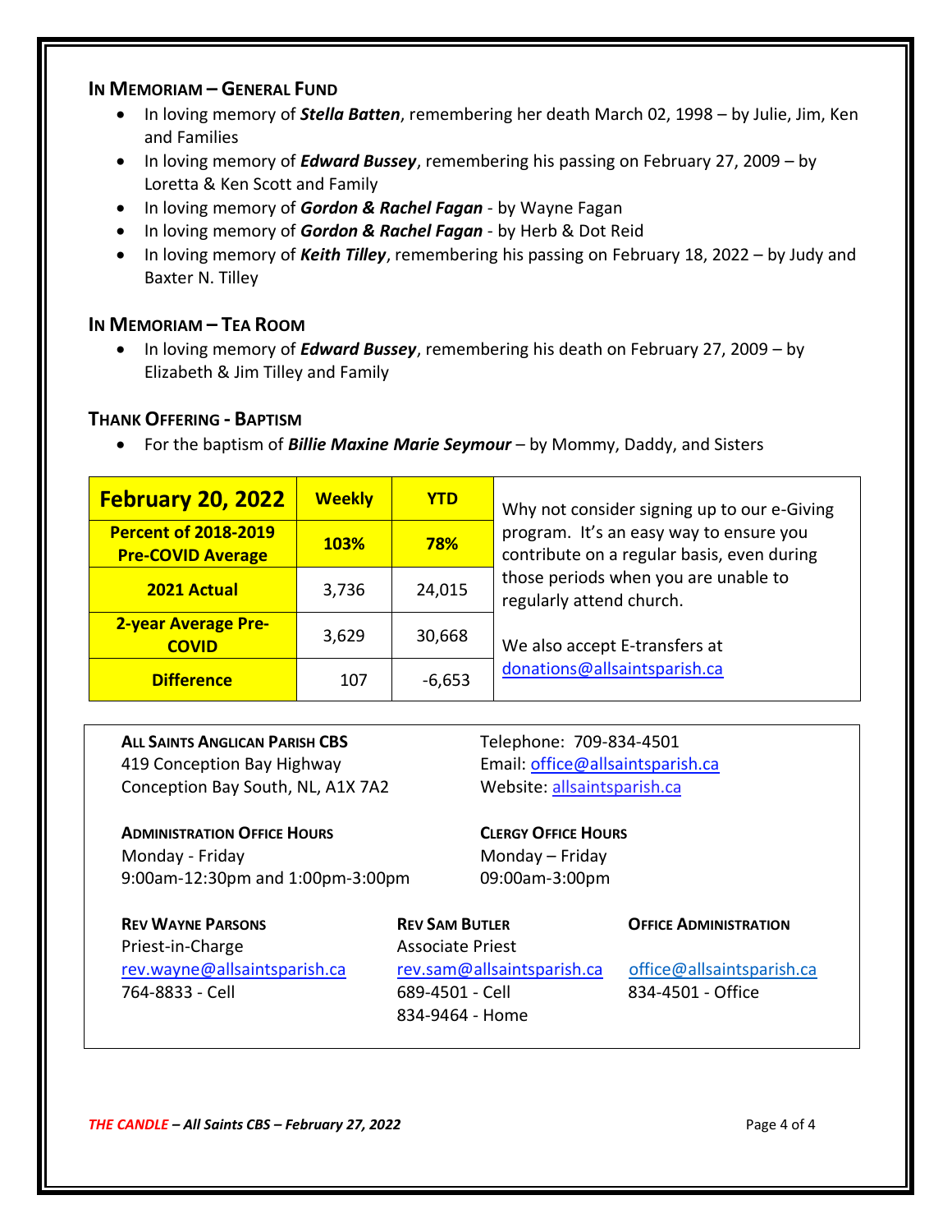### In Memoriam – General Fund

- In loving memory of ***Stella Batten***, remembering her death March 02, 1998 – by Julie, Jim, Ken and Families
- In loving memory of ***Edward Bussey***, remembering his passing on February 27, 2009 – by Loretta & Ken Scott and Family
- In loving memory of ***Gordon & Rachel Fagan*** - by Wayne Fagan
- In loving memory of ***Gordon & Rachel Fagan*** - by Herb & Dot Reid
- In loving memory of ***Keith Tilley***, remembering his passing on February 18, 2022 – by Judy and Baxter N. Tilley

### In Memoriam – Tea Room

- In loving memory of ***Edward Bussey***, remembering his death on February 27, 2009 – by Elizabeth & Jim Tilley and Family

### Thank Offering - Baptism

- For the baptism of ***Billie Maxine Marie Seymour*** – by Mommy, Daddy, and Sisters

| **February 20, 2022** | **Weekly** | **YTD** |
|---|---|---|
| **Percent of 2018-2019 Pre-COVID Average** | **103%** | **78%** |
| **2021 Actual** | 3,736 | 24,015 |
| **2-year Average Pre-COVID** | 3,629 | 30,668 |
| **Difference** | 107 | -6,653 |

Why not consider signing up to our e-Giving program. It's an easy way to ensure you contribute on a regular basis, even during those periods when you are unable to regularly attend church.

We also accept E-transfers at donations@allsaintsparish.ca

**All Saints Anglican Parish CBS**
419 Conception Bay Highway
Conception Bay South, NL, A1X 7A2

Telephone: 709-834-4501
Email: office@allsaintsparish.ca
Website: allsaintsparish.ca

**Administration Office Hours**
Monday - Friday
9:00am-12:30pm and 1:00pm-3:00pm

**Clergy Office Hours**
Monday – Friday
09:00am-3:00pm

**Rev Wayne Parsons**
Priest-in-Charge
rev.wayne@allsaintsparish.ca
764-8833 - Cell

**Rev Sam Butler**
Associate Priest
rev.sam@allsaintsparish.ca
689-4501 - Cell
834-9464 - Home

**Office Administration**
office@allsaintsparish.ca
834-4501 - Office